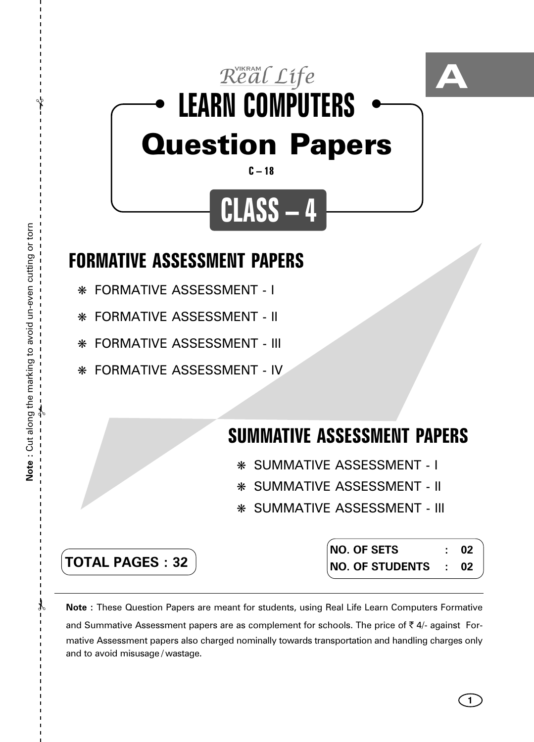VIKRAM Real Life

# LEARN COMPUTERS

# Question Papers

C – 18

A

## CLASS – 4

## FORMATIVE ASSESSMENT PAPERS

- FORMATIVE ASSESSMENT - I
- FORMATIVE ASSESSMENT - II
- FORMATIVE ASSESSMENT - III
- FORMATIVE ASSESSMENT - IV

## SUMMATIVE ASSESSMENT PAPERS

- SUMMATIVE ASSESSMENT - I
- SUMMATIVE ASSESSMENT - II
- SUMMATIVE ASSESSMENT - III

**TOTAL PAGES : 32**

**NO. OF SETS : 02**
**NO. OF STUDENTS : 02**

**Note :** These Question Papers are meant for students, using Real Life Learn Computers Formative and Summative Assessment papers are as complement for schools. The price of ₹ 4/- against Formative Assessment papers also charged nominally towards transportation and handling charges only and to avoid misusage / wastage.

**Note** : Cut along the marking to avoid un-even cutting or torn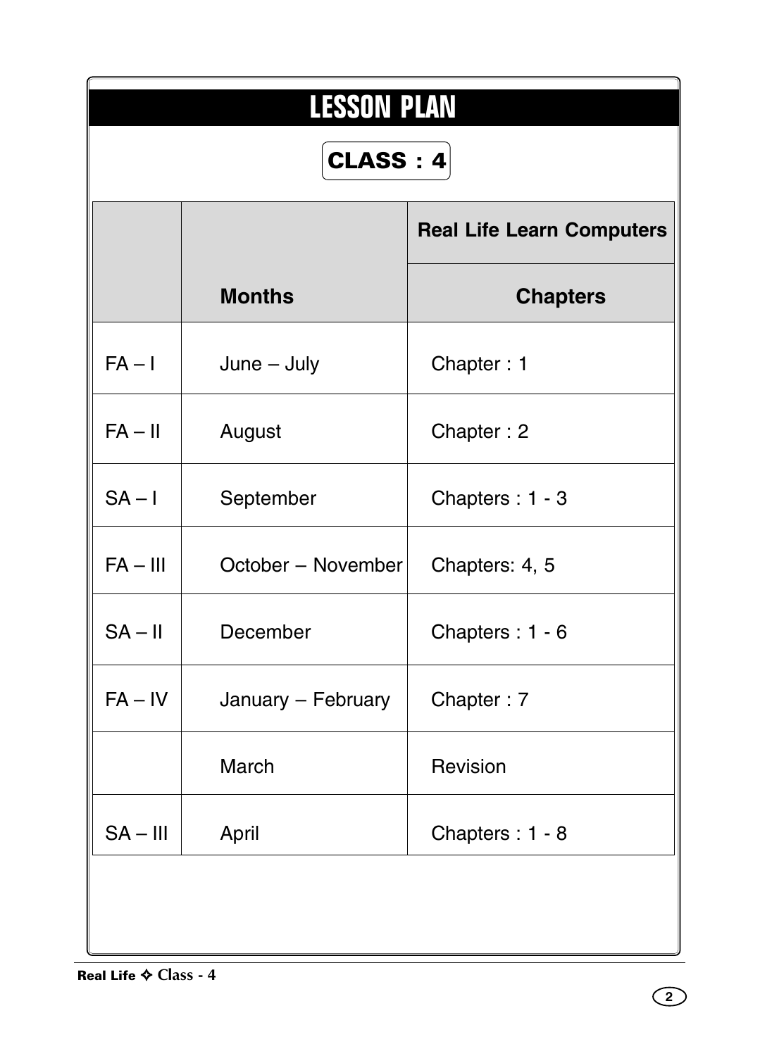# LESSON PLAN

## CLASS : 4

| | | Real Life Learn Computers |
|---|---|---|
| | **Months** | **Chapters** |
| FA – I | June – July | Chapter : 1 |
| FA – II | August | Chapter : 2 |
| SA – I | September | Chapters : 1 - 3 |
| FA – III | October – November | Chapters: 4, 5 |
| SA – II | December | Chapters : 1 - 6 |
| FA – IV | January – February | Chapter : 7 |
| | March | Revision |
| SA – III | April | Chapters : 1 - 8 |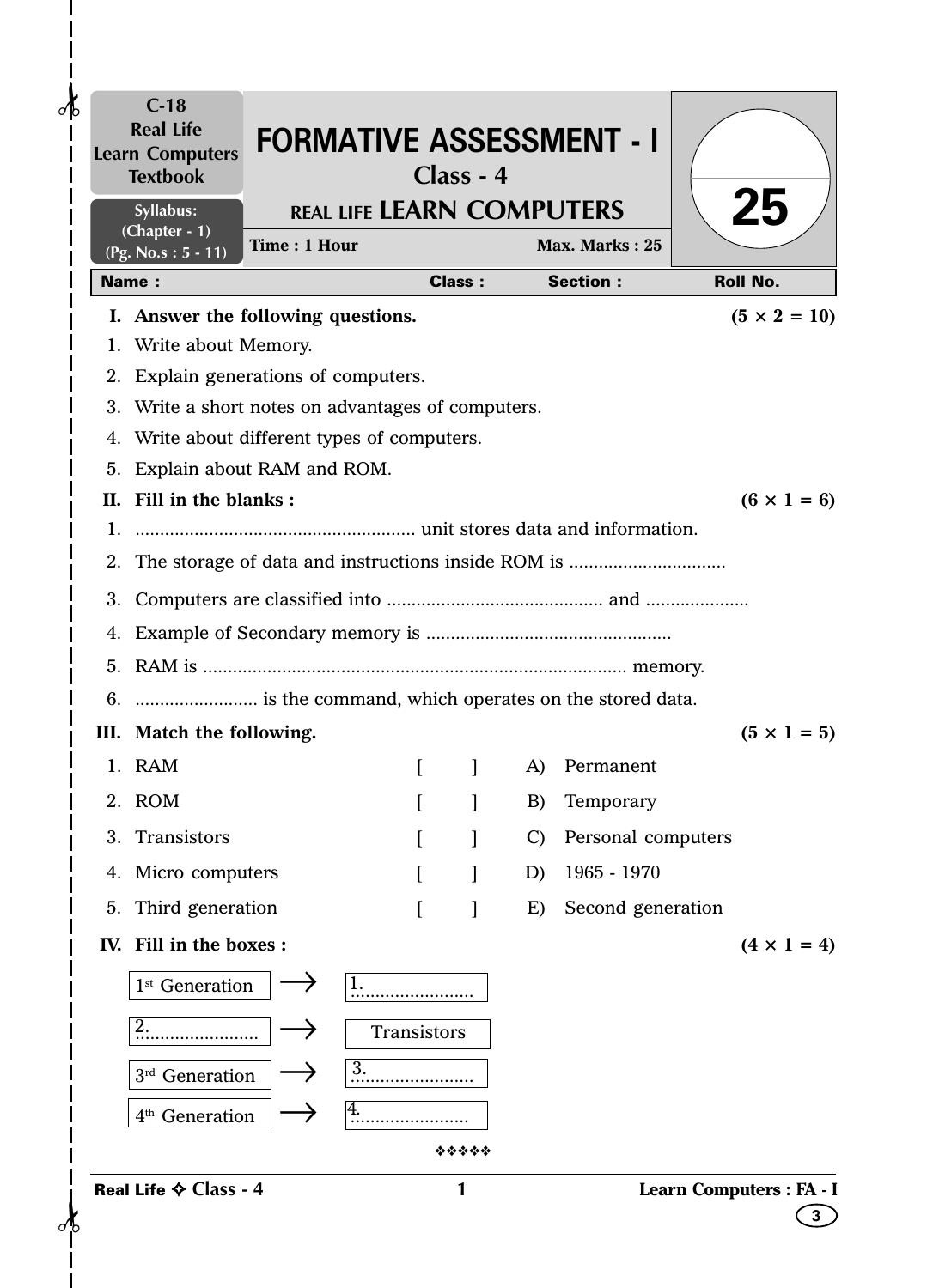C-18
Real Life
Learn Computers
Textbook

Syllabus:
(Chapter - 1)
(Pg. No.s : 5 - 11)

# FORMATIVE ASSESSMENT - I

## Class - 4

## REAL LIFE LEARN COMPUTERS

**Time : 1 Hour** **Max. Marks : 25**

25

| Name : | Class : | Section : | Roll No. |
|---|---|---|---|

**I. Answer the following questions.** **(5 × 2 = 10)**

1. Write about Memory.
2. Explain generations of computers.
3. Write a short notes on advantages of computers.
4. Write about different types of computers.
5. Explain about RAM and ROM.

**II. Fill in the blanks :** **(6 × 1 = 6)**

1. ......................................................... unit stores data and information.
2. The storage of data and instructions inside ROM is ................................
3. Computers are classified into ............................................ and .....................
4. Example of Secondary memory is ..................................................
5. RAM is ..................................................................................... memory.
6. ......................... is the command, which operates on the stored data.

**III. Match the following.** **(5 × 1 = 5)**

1. RAM [ ] A) Permanent
2. ROM [ ] B) Temporary
3. Transistors [ ] C) Personal computers
4. Micro computers [ ] D) 1965 - 1970
5. Third generation [ ] E) Second generation

**IV. Fill in the boxes :** **(4 × 1 = 4)**

1st Generation → 1.........................

2......................... → Transistors

3rd Generation → 3.........................

4th Generation → 4.........................

❖❖❖❖❖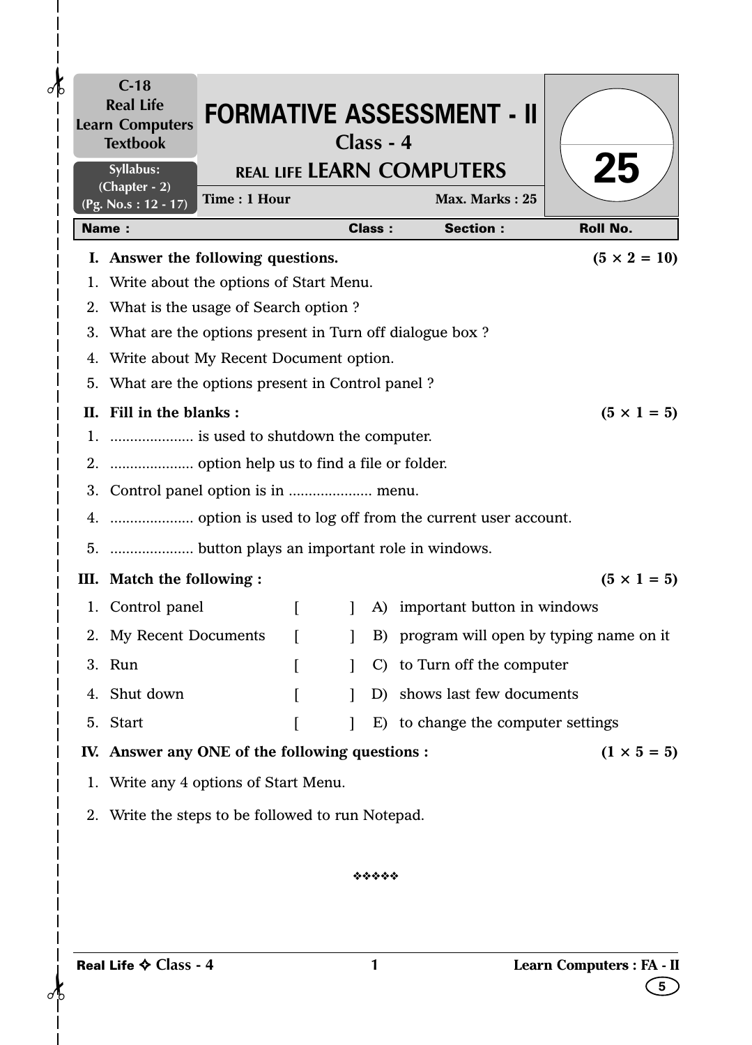C-18
Real Life
Learn Computers
Textbook

Syllabus:
(Chapter - 2)
(Pg. No.s : 12 - 17)

# FORMATIVE ASSESSMENT - II

## Class - 4

## REAL LIFE LEARN COMPUTERS

Time : 1 Hour | Max. Marks : 25

25

| Name : | Class : | Section : | Roll No. |
|---|---|---|---|

**I. Answer the following questions.** **(5 × 2 = 10)**

1. Write about the options of Start Menu.
2. What is the usage of Search option ?
3. What are the options present in Turn off dialogue box ?
4. Write about My Recent Document option.
5. What are the options present in Control panel ?

**II. Fill in the blanks :** **(5 × 1 = 5)**

1. ..................... is used to shutdown the computer.
2. ..................... option help us to find a file or folder.
3. Control panel option is in ..................... menu.
4. ..................... option is used to log off from the current user account.
5. ..................... button plays an important role in windows.

**III. Match the following :** **(5 × 1 = 5)**

| | | | |
|---|---|---|---|
| 1. Control panel | [ &nbsp;&nbsp;&nbsp; ] | A) | important button in windows |
| 2. My Recent Documents | [ &nbsp;&nbsp;&nbsp; ] | B) | program will open by typing name on it |
| 3. Run | [ &nbsp;&nbsp;&nbsp; ] | C) | to Turn off the computer |
| 4. Shut down | [ &nbsp;&nbsp;&nbsp; ] | D) | shows last few documents |
| 5. Start | [ &nbsp;&nbsp;&nbsp; ] | E) | to change the computer settings |

**IV. Answer any ONE of the following questions :** **(1 × 5 = 5)**

1. Write any 4 options of Start Menu.
2. Write the steps to be followed to run Notepad.

❖❖❖❖❖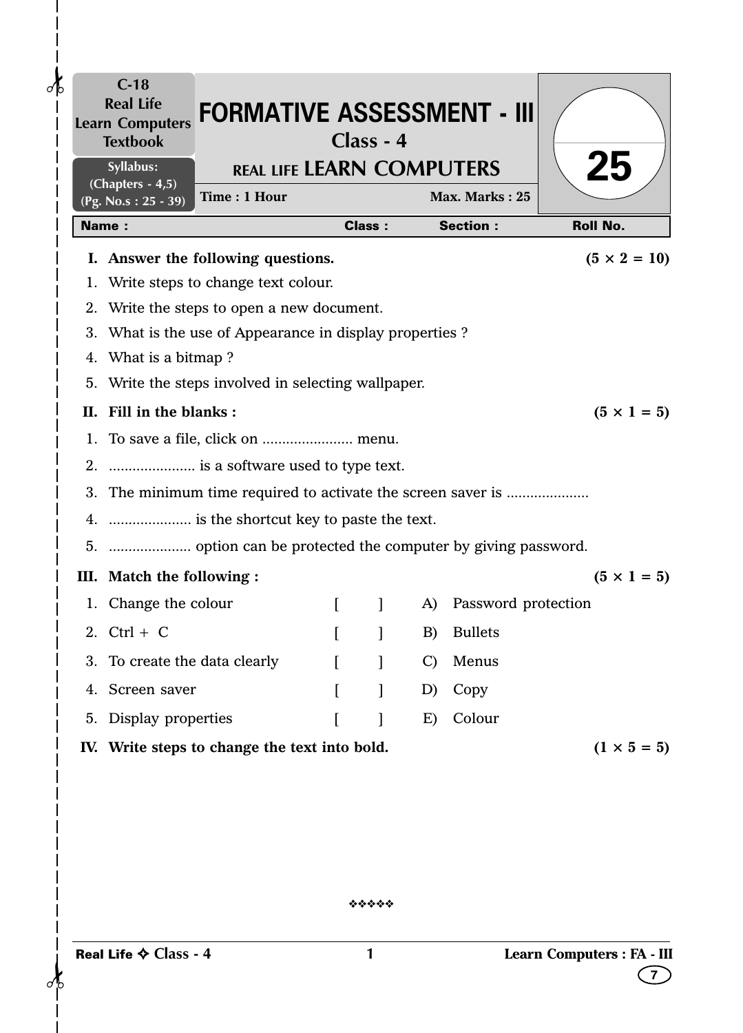C-18
Real Life
Learn Computers
Textbook

Syllabus:
(Chapters - 4,5)
(Pg. No.s : 25 - 39)

# FORMATIVE ASSESSMENT - III

## Class - 4

## REAL LIFE LEARN COMPUTERS

Time : 1 Hour | Max. Marks : 25

**25**

| Name : | Class : | Section : | Roll No. |
|---|---|---|---|

**I. Answer the following questions.** **(5 × 2 = 10)**

1. Write steps to change text colour.
2. Write the steps to open a new document.
3. What is the use of Appearance in display properties ?
4. What is a bitmap ?
5. Write the steps involved in selecting wallpaper.

**II. Fill in the blanks :** **(5 × 1 = 5)**

1. To save a file, click on ....................... menu.
2. ...................... is a software used to type text.
3. The minimum time required to activate the screen saver is .....................
4. ..................... is the shortcut key to paste the text.
5. ..................... option can be protected the computer by giving password.

**III. Match the following :** **(5 × 1 = 5)**

| | | | | |
|---|---|---|---|---|
| 1. | Change the colour | [ ] | A) | Password protection |
| 2. | Ctrl + C | [ ] | B) | Bullets |
| 3. | To create the data clearly | [ ] | C) | Menus |
| 4. | Screen saver | [ ] | D) | Copy |
| 5. | Display properties | [ ] | E) | Colour |

**IV. Write steps to change the text into bold.** **(1 × 5 = 5)**

❖❖❖❖❖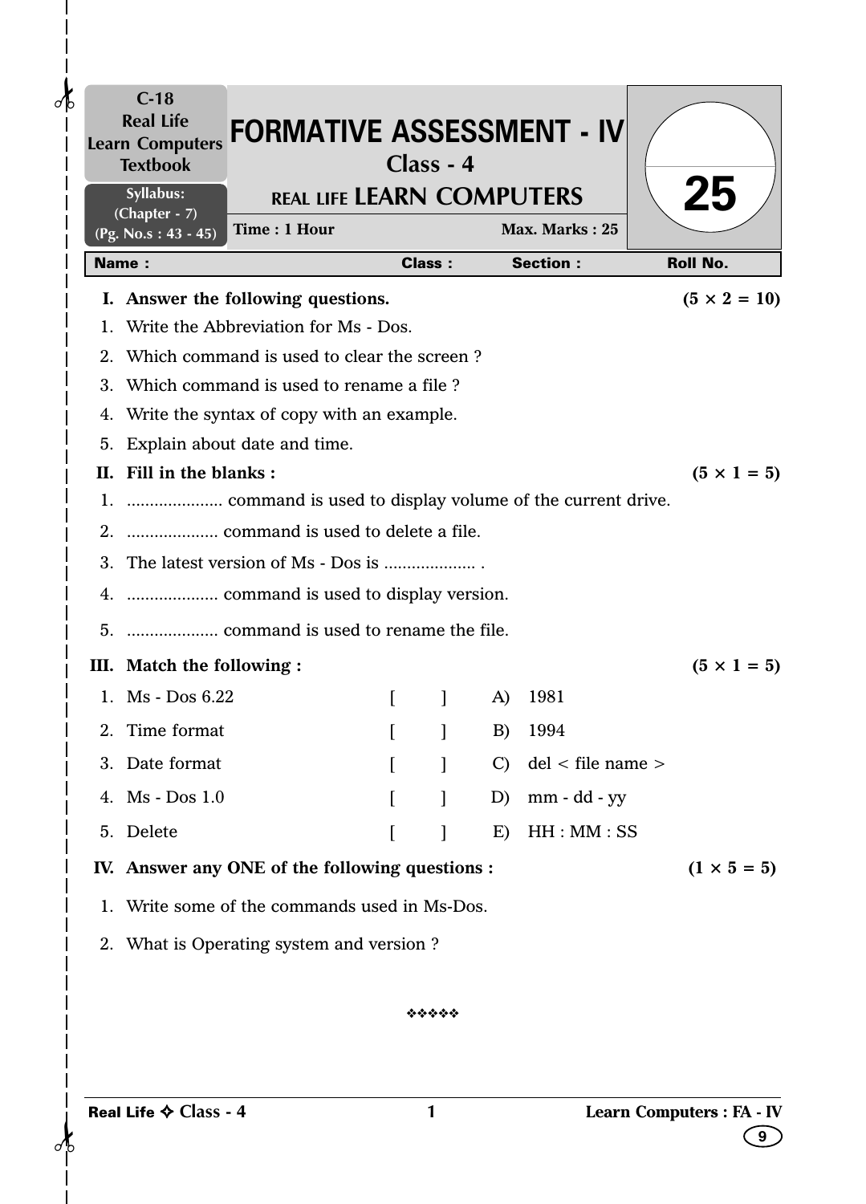C-18
Real Life
Learn Computers
Textbook

Syllabus:
(Chapter - 7)
(Pg. No.s : 43 - 45)

# FORMATIVE ASSESSMENT - IV

## Class - 4

## REAL LIFE LEARN COMPUTERS

Time : 1 Hour | Max. Marks : 25

25

| Name : | Class : | Section : | Roll No. |
|---|---|---|---|

**I. Answer the following questions.** **(5 × 2 = 10)**

1. Write the Abbreviation for Ms - Dos.
2. Which command is used to clear the screen ?
3. Which command is used to rename a file ?
4. Write the syntax of copy with an example.
5. Explain about date and time.

**II. Fill in the blanks :** **(5 × 1 = 5)**

1. .................... command is used to display volume of the current drive.
2. .................... command is used to delete a file.
3. The latest version of Ms - Dos is .................... .
4. .................... command is used to display version.
5. .................... command is used to rename the file.

**III. Match the following :** **(5 × 1 = 5)**

| | | | | |
|---|---|---|---|---|
| 1. | Ms - Dos 6.22 | [ ] | A) | 1981 |
| 2. | Time format | [ ] | B) | 1994 |
| 3. | Date format | [ ] | C) | del < file name > |
| 4. | Ms - Dos 1.0 | [ ] | D) | mm - dd - yy |
| 5. | Delete | [ ] | E) | HH : MM : SS |

**IV. Answer any ONE of the following questions :** **(1 × 5 = 5)**

1. Write some of the commands used in Ms-Dos.
2. What is Operating system and version ?

❖❖❖❖❖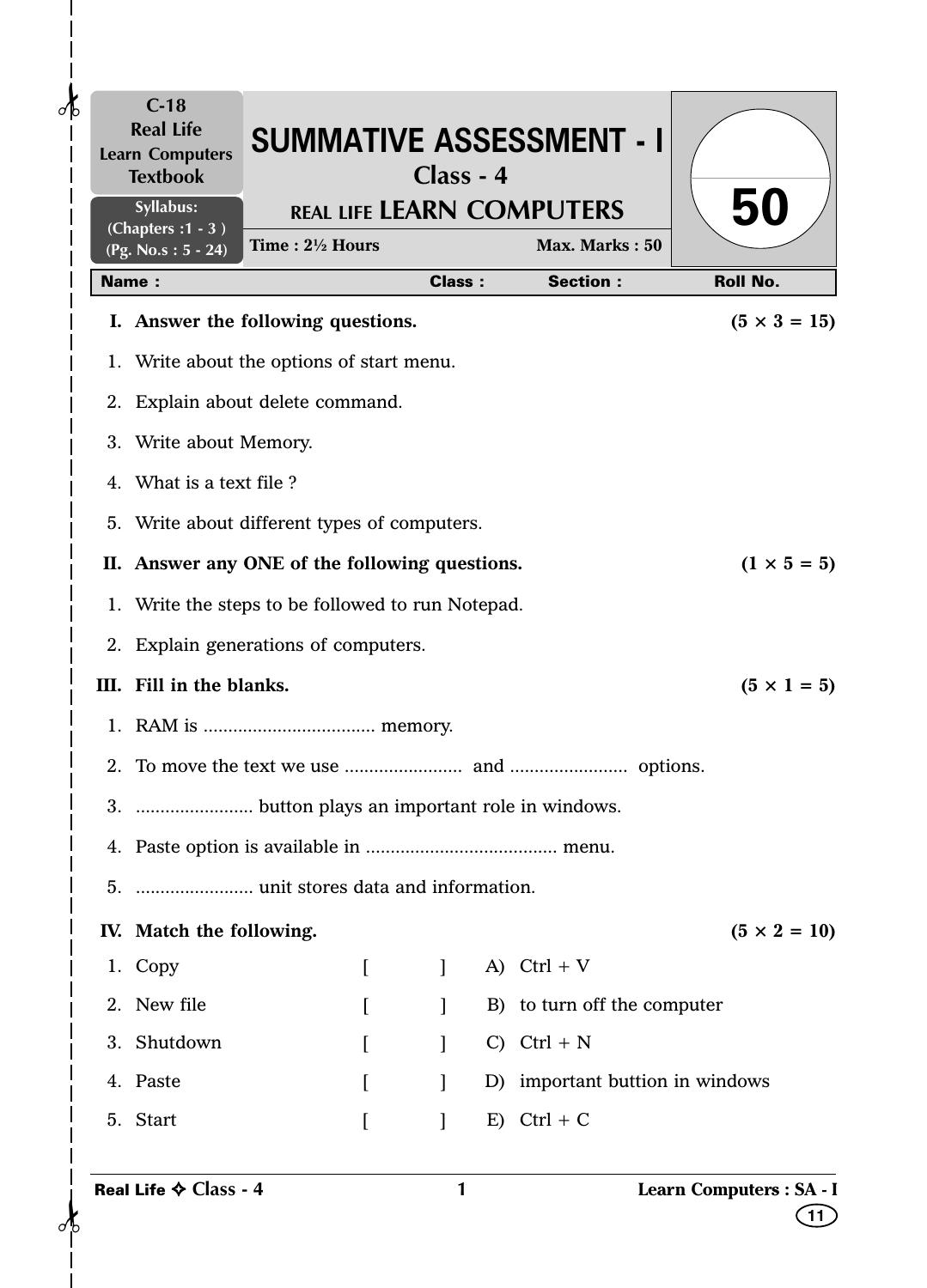C-18
Real Life
Learn Computers
Textbook

Syllabus:
(Chapters :1 - 3 )
(Pg. No.s : 5 - 24)

# SUMMATIVE ASSESSMENT - I

## Class - 4

## REAL LIFE LEARN COMPUTERS

Time : 2½ Hours Max. Marks : 50

50

| Name : | Class : | Section : | Roll No. |
|---|---|---|---|

**I. Answer the following questions.** **(5 × 3 = 15)**

1. Write about the options of start menu.
2. Explain about delete command.
3. Write about Memory.
4. What is a text file ?
5. Write about different types of computers.

**II. Answer any ONE of the following questions.** **(1 × 5 = 5)**

1. Write the steps to be followed to run Notepad.
2. Explain generations of computers.

**III. Fill in the blanks.** **(5 × 1 = 5)**

1. RAM is .................................. memory.
2. To move the text we use ........................ and ........................ options.
3. ........................ button plays an important role in windows.
4. Paste option is available in ...................................... menu.
5. ........................ unit stores data and information.

**IV. Match the following.** **(5 × 2 = 10)**

| | | | |
|---|---|---|---|
| 1. Copy | [ ] | A) | Ctrl + V |
| 2. New file | [ ] | B) | to turn off the computer |
| 3. Shutdown | [ ] | C) | Ctrl + N |
| 4. Paste | [ ] | D) | important buttion in windows |
| 5. Start | [ ] | E) | Ctrl + C |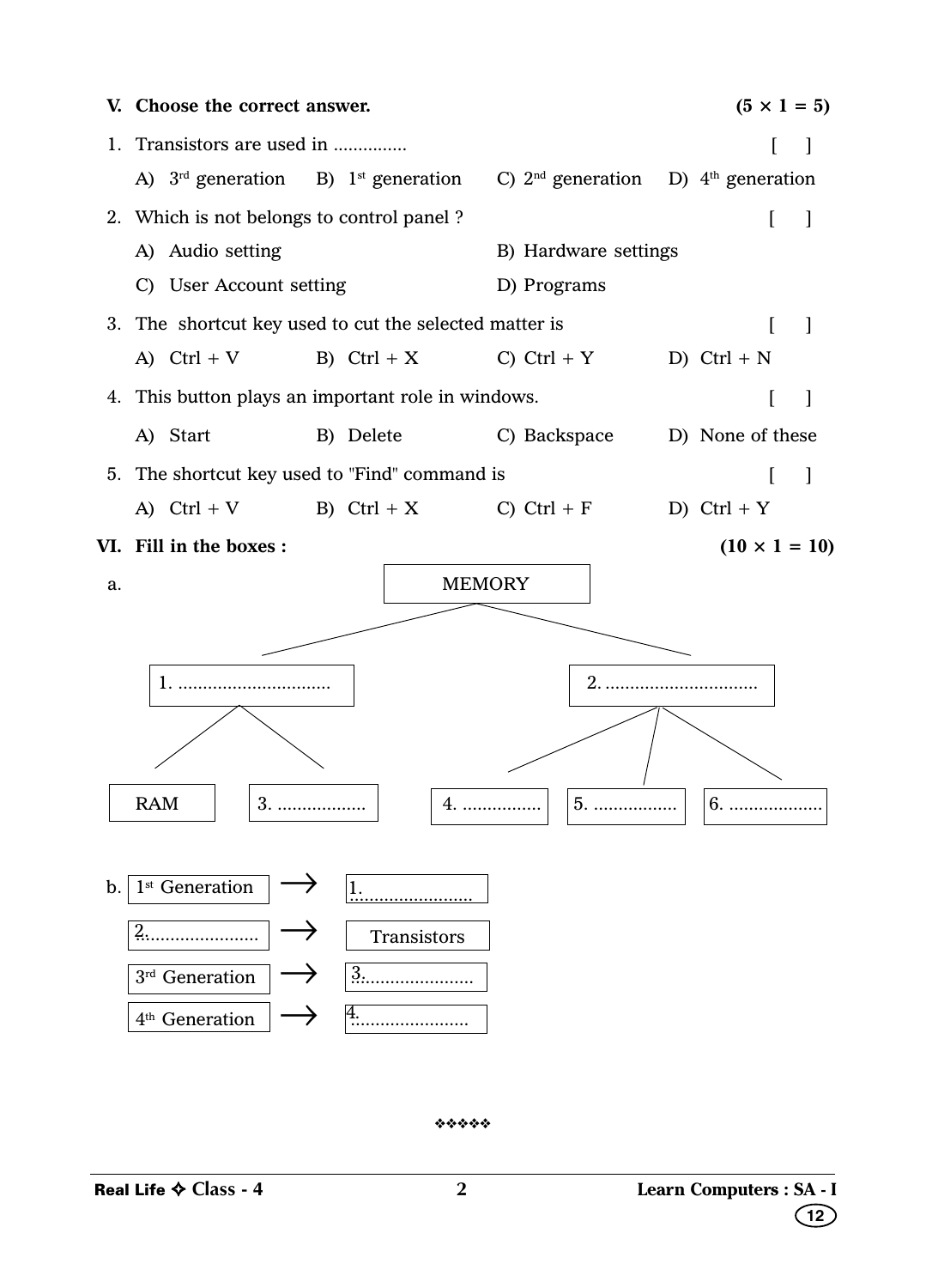## V. Choose the correct answer. (5 × 1 = 5)

1. Transistors are used in .............. [ ]

   A) 3rd generation B) 1st generation C) 2nd generation D) 4th generation

2. Which is not belongs to control panel ? [ ]

   A) Audio setting B) Hardware settings

   C) User Account setting D) Programs

3. The shortcut key used to cut the selected matter is [ ]

   A) Ctrl + V B) Ctrl + X C) Ctrl + Y D) Ctrl + N

4. This button plays an important role in windows. [ ]

   A) Start B) Delete C) Backspace D) None of these

5. The shortcut key used to "Find" command is [ ]

   A) Ctrl + V B) Ctrl + X C) Ctrl + F D) Ctrl + Y

## VI. Fill in the boxes : (10 × 1 = 10)

a.

MEMORY

- 1. ..............................
  - RAM
  - 3. ..................
- 2. ..............................
  - 4. ................
  - 5. .................
  - 6. ...................

b.

| | | |
|---|---|---|
| 1st Generation | → | 1. ........................ |
| 2. ........................ | → | Transistors |
| 3rd Generation | → | 3. ........................ |
| 4th Generation | → | 4. ........................ |

❖❖❖❖❖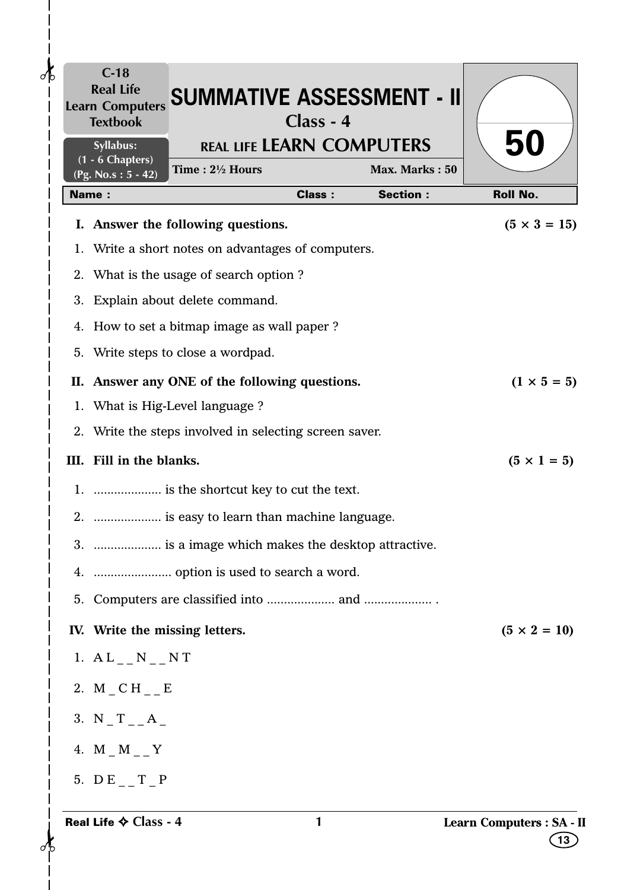C-18
Real Life
Learn Computers
Textbook

Syllabus:
(1 - 6 Chapters)
(Pg. No.s : 5 - 42)

# SUMMATIVE ASSESSMENT - II

## Class - 4

## REAL LIFE LEARN COMPUTERS

**Time : 2½ Hours** **Max. Marks : 50**

**50**

| Name : | Class : | Section : | Roll No. |
|---|---|---|---|

**I. Answer the following questions.** **(5 × 3 = 15)**

1. Write a short notes on advantages of computers.
2. What is the usage of search option ?
3. Explain about delete command.
4. How to set a bitmap image as wall paper ?
5. Write steps to close a wordpad.

**II. Answer any ONE of the following questions.** **(1 × 5 = 5)**

1. What is Hig-Level language ?
2. Write the steps involved in selecting screen saver.

**III. Fill in the blanks.** **(5 × 1 = 5)**

1. .................... is the shortcut key to cut the text.
2. .................... is easy to learn than machine language.
3. .................... is a image which makes the desktop attractive.
4. ....................... option is used to search a word.
5. Computers are classified into .................... and .................... .

**IV. Write the missing letters.** **(5 × 2 = 10)**

1. A L _ _ N _ _ N T
2. M _ C H _ _ E
3. N _ T _ _ A _
4. M _ M _ _ Y
5. D E _ _ T _ P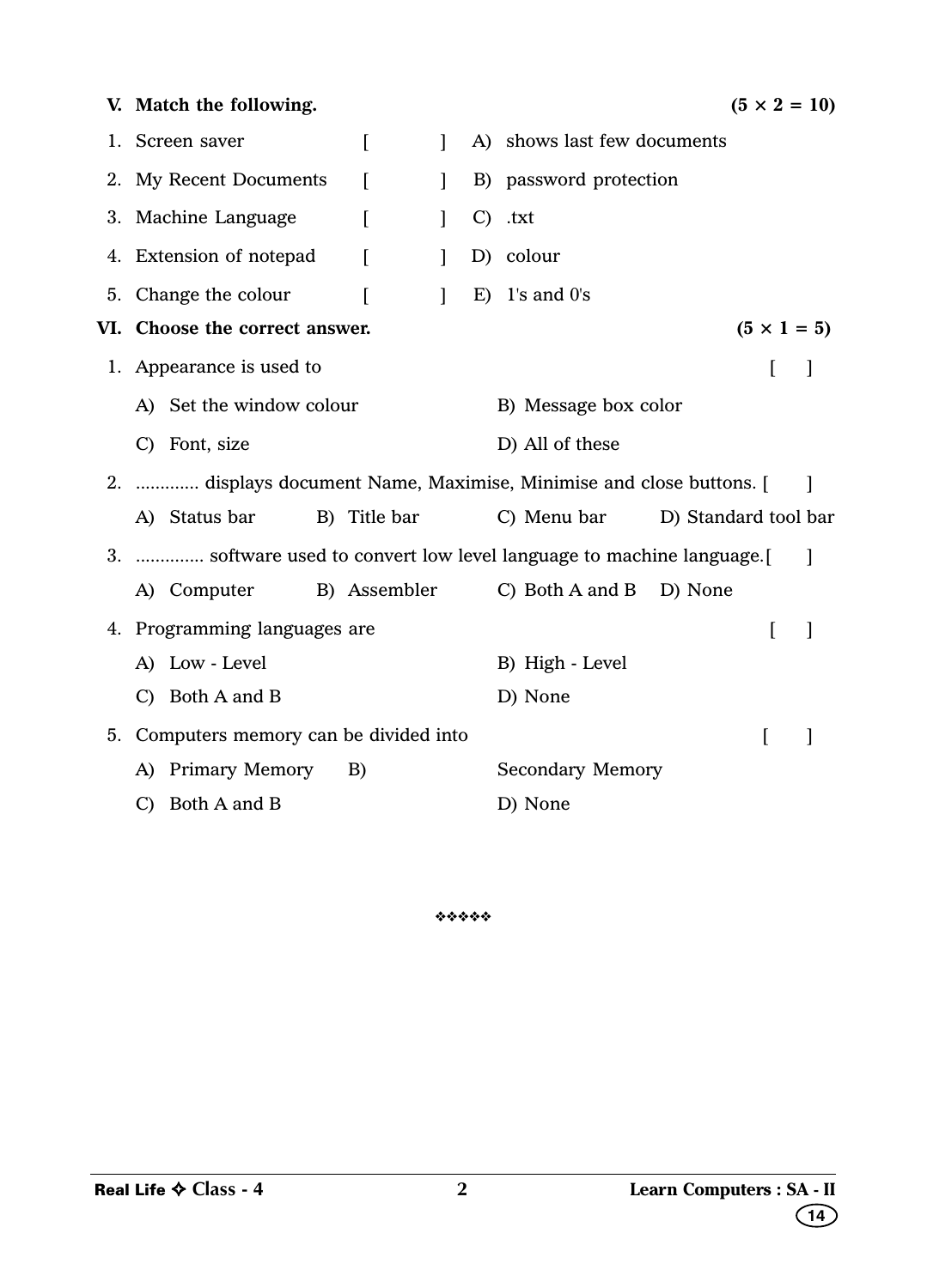**V. Match the following.** **(5 × 2 = 10)**

1. Screen saver [ ] A) shows last few documents
2. My Recent Documents [ ] B) password protection
3. Machine Language [ ] C) .txt
4. Extension of notepad [ ] D) colour
5. Change the colour [ ] E) 1's and 0's

**VI. Choose the correct answer.** **(5 × 1 = 5)**

1. Appearance is used to [ ]

   A) Set the window colour B) Message box color

   C) Font, size D) All of these

2. ............. displays document Name, Maximise, Minimise and close buttons. [ ]

   A) Status bar B) Title bar C) Menu bar D) Standard tool bar

3. ............. software used to convert low level language to machine language. [ ]

   A) Computer B) Assembler C) Both A and B D) None

4. Programming languages are [ ]

   A) Low - Level B) High - Level

   C) Both A and B D) None

5. Computers memory can be divided into [ ]

   A) Primary Memory B) Secondary Memory

   C) Both A and B D) None

❖❖❖❖❖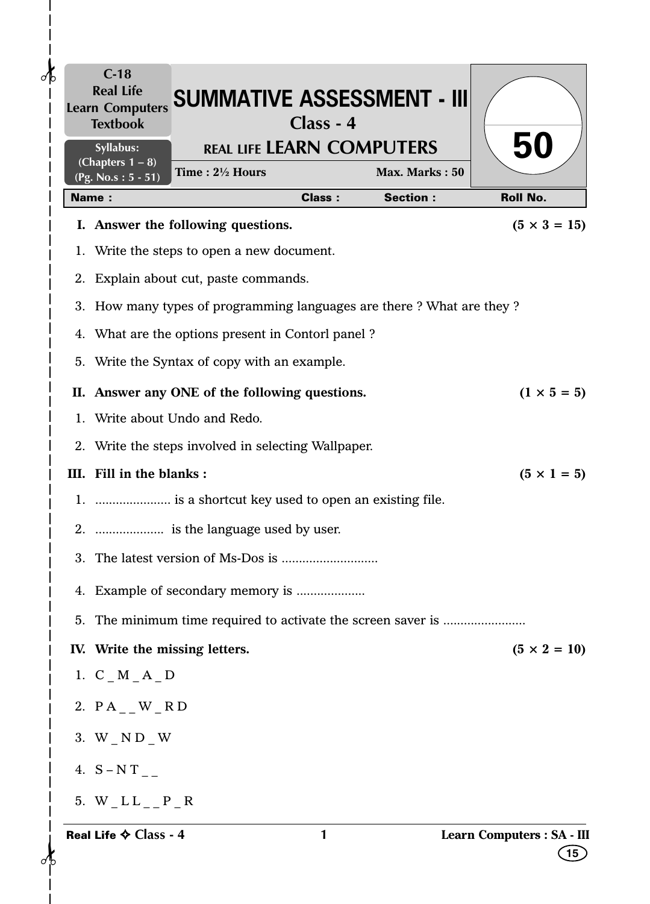C-18
Real Life
Learn Computers
Textbook

Syllabus:
(Chapters 1 – 8)
(Pg. No.s : 5 - 51)

# SUMMATIVE ASSESSMENT - III

## Class - 4

## REAL LIFE LEARN COMPUTERS

Time : 2½ Hours | Max. Marks : 50

50

| Name : | Class : | Section : | Roll No. |
|---|---|---|---|

**I. Answer the following questions.** **(5 × 3 = 15)**

1. Write the steps to open a new document.
2. Explain about cut, paste commands.
3. How many types of programming languages are there ? What are they ?
4. What are the options present in Contorl panel ?
5. Write the Syntax of copy with an example.

**II. Answer any ONE of the following questions.** **(1 × 5 = 5)**

1. Write about Undo and Redo.
2. Write the steps involved in selecting Wallpaper.

**III. Fill in the blanks :** **(5 × 1 = 5)**

1. ...................... is a shortcut key used to open an existing file.
2. .................... is the language used by user.
3. The latest version of Ms-Dos is ............................
4. Example of secondary memory is ....................
5. The minimum time required to activate the screen saver is ........................

**IV. Write the missing letters.** **(5 × 2 = 10)**

1. C _ M _ A _ D
2. P A _ _ W _ R D
3. W _ N D _ W
4. S – N T _ _
5. W _ L L _ _ P _ R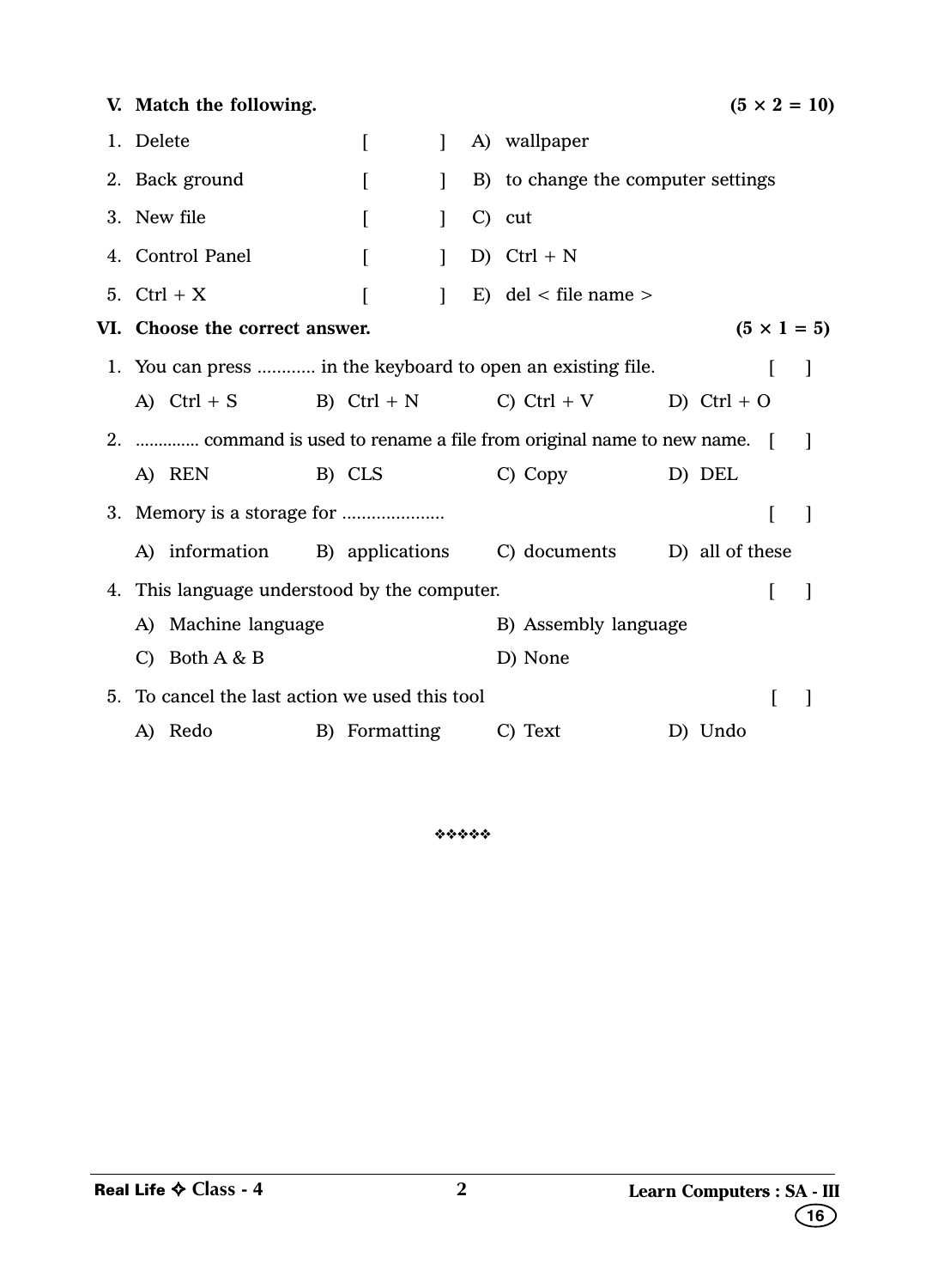## V. Match the following. (5 × 2 = 10)

| | | | |
|---|---|---|---|
| 1. Delete | [ ] | A) | wallpaper |
| 2. Back ground | [ ] | B) | to change the computer settings |
| 3. New file | [ ] | C) | cut |
| 4. Control Panel | [ ] | D) | Ctrl + N |
| 5. Ctrl + X | [ ] | E) | del < file name > |

## VI. Choose the correct answer. (5 × 1 = 5)

1. You can press ............ in the keyboard to open an existing file. [ ]

   A) Ctrl + S  B) Ctrl + N  C) Ctrl + V  D) Ctrl + O

2. .............. command is used to rename a file from original name to new name. [ ]

   A) REN  B) CLS  C) Copy  D) DEL

3. Memory is a storage for ..................... [ ]

   A) information  B) applications  C) documents  D) all of these

4. This language understood by the computer. [ ]

   A) Machine language  B) Assembly language

   C) Both A & B  D) None

5. To cancel the last action we used this tool [ ]

   A) Redo  B) Formatting  C) Text  D) Undo

❖❖❖❖❖